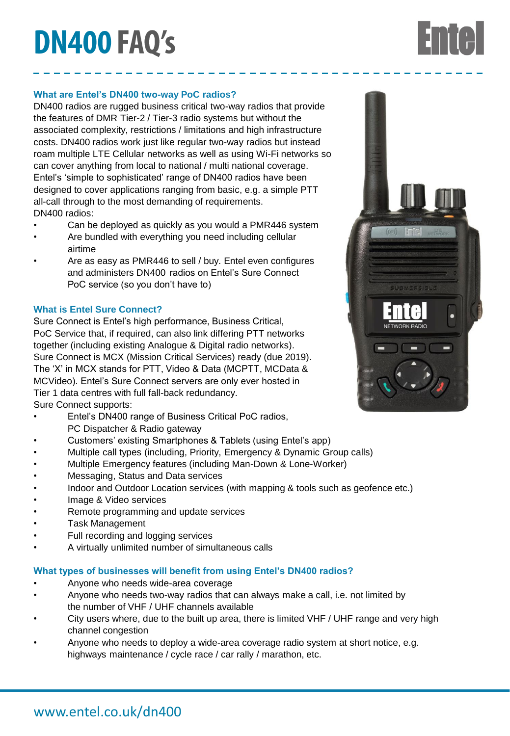# DN400 FAQ's

Entel

### What are Entel's DN400 two-way PoC radios?

DN400 radios are rugged business critical two-way radios that provide the features of DMR Tier-2 / Tier-3 radio systems but without the associated complexity, restrictions / limitations and high infrastructure costs. DN400 radios work just like regular two-way radios but instead roam multiple LTE Cellular networks as well as using Wi-Fi networks so can cover anything from local to national / multi national coverage. Entel's 'simple to sophisticated' range of DN400 radios have been designed to cover applications ranging from basic, e.g. a simple PTT all-call through to the most demanding of requirements.

DN400 radios:

- Can be deployed as quickly as you would a PMR446 system
- Are bundled with everything you need including cellular airtime
- Are as easy as PMR446 to sell / buy. Entel even configures and administers DN400 radios on Entel's Sure Connect PoC service (so you don't have to)

### What is Entel Sure Connect?

Sure Connect is Entel's high performance, Business Critical, PoC Service that, if required, can also link differing PTT networks together (including existing Analogue & Digital radio networks). Sure Connect is MCX (Mission Critical Services) ready (due 2019). The 'X' in MCX stands for PTT, Video & Data (MCPTT, MCData & MCVideo). Entel's Sure Connect servers are only ever hosted in Tier 1 data centres with full fall-back redundancy.

Sure Connect supports:

- Entel's DN400 range of Business Critical PoC radios, PC Dispatcher & Radio gateway
- Customers' existing Smartphones & Tablets (using Entel's app)
- Multiple call types (including, Priority, Emergency & Dynamic Group calls)
- Multiple Emergency features (including Man-Down & Lone-Worker)
- Messaging, Status and Data services
- Indoor and Outdoor Location services (with mapping & tools such as geofence etc.)
- Image & Video services
- Remote programming and update services
- Task Management
- Full recording and logging services
- A virtually unlimited number of simultaneous calls

### What types of businesses will benefit from using Entel's DN400 radios?

- Anyone who needs wide-area coverage
- Anyone who needs two-way radios that can always make a call, i.e. not limited by the number of VHF / UHF channels available
- City users where, due to the built up area, there is limited VHF / UHF range and very high channel congestion
- Anyone who needs to deploy a wide-area coverage radio system at short notice, e.g. highways maintenance / cycle race / car rally / marathon, etc.

www.entel.co.uk/dn400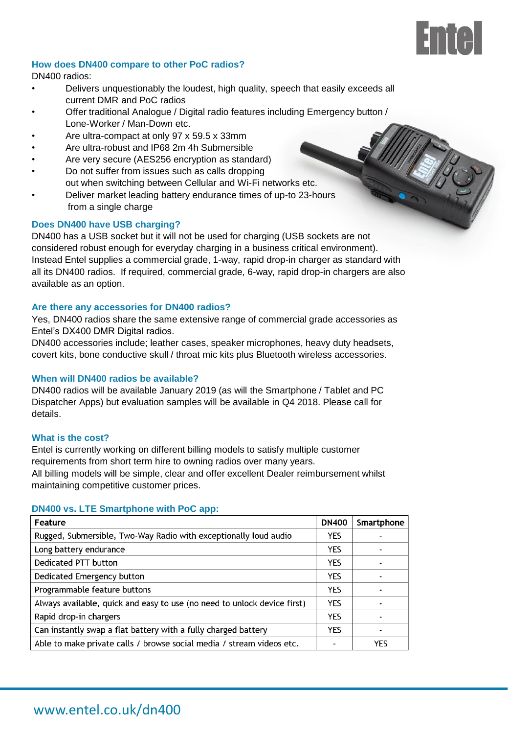## How does DN400 compare to other PoC radios?

DN400 radios:

- Delivers unquestionably the loudest, high quality, speech that easily exceeds all current DMR and PoC radios
- Offer traditional Analogue / Digital radio features including Emergency button / Lone-Worker / Man-Down etc.
- Are ultra-compact at only 97 x 59.5 x 33mm
- Are ultra-robust and IP68 2m 4h Submersible
- Are very secure (AES256 encryption as standard)
- Do not suffer from issues such as calls dropping out when switching between Cellular and Wi-Fi networks etc.
- Deliver market leading battery endurance times of up-to 23-hours from a single charge

## Does DN400 have USB charging?

DN400 has a USB socket but it will not be used for charging (USB sockets are not considered robust enough for everyday charging in a business critical environment). Instead Entel supplies a commercial grade, 1-way, rapid drop-in charger as standard with all its DN400 radios. If required, commercial grade, 6-way, rapid drop-in chargers are also available as an option.

## Are there any accessories for DN400 radios?

Yes, DN400 radios share the same extensive range of commercial grade accessories as Entel's DX400 DMR Digital radios.
DN400 accessories include; leather cases, speaker microphones, heavy duty headsets, covert kits, bone conductive skull / throat mic kits plus Bluetooth wireless accessories.

## When will DN400 radios be available?

DN400 radios will be available January 2019 (as will the Smartphone / Tablet and PC Dispatcher Apps) but evaluation samples will be available in Q4 2018. Please call for details.

## What is the cost?

Entel is currently working on different billing models to satisfy multiple customer requirements from short term hire to owning radios over many years.
All billing models will be simple, clear and offer excellent Dealer reimbursement whilst maintaining competitive customer prices.

## DN400 vs. LTE Smartphone with PoC app:

| Feature | DN400 | Smartphone |
|---|---|---|
| Rugged, Submersible, Two-Way Radio with exceptionally loud audio | YES | - |
| Long battery endurance | YES | - |
| Dedicated PTT button | YES | - |
| Dedicated Emergency button | YES | - |
| Programmable feature buttons | YES | - |
| Always available, quick and easy to use (no need to unlock device first) | YES | - |
| Rapid drop-in chargers | YES | - |
| Can instantly swap a flat battery with a fully charged battery | YES | - |
| Able to make private calls / browse social media / stream videos etc. | - | YES |

www.entel.co.uk/dn400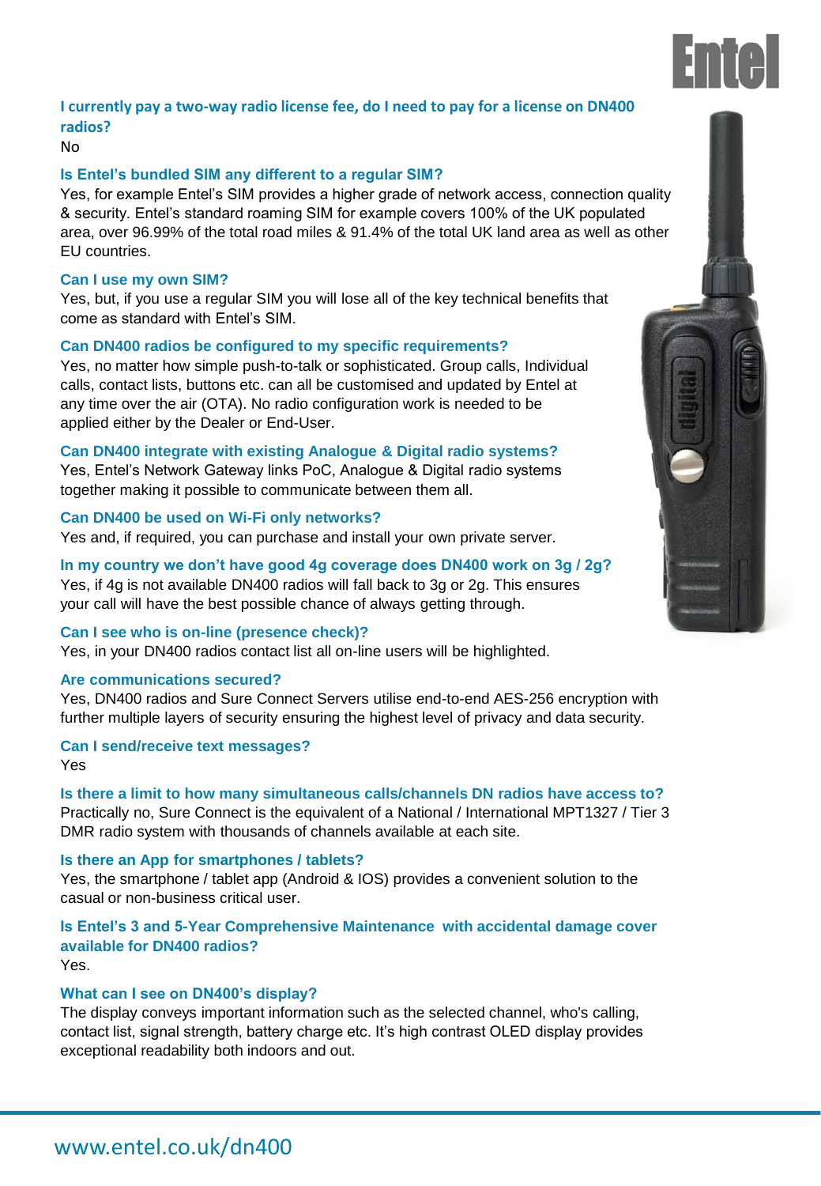### I currently pay a two-way radio license fee, do I need to pay for a license on DN400 radios?

No

### Is Entel's bundled SIM any different to a regular SIM?

Yes, for example Entel's SIM provides a higher grade of network access, connection quality & security. Entel's standard roaming SIM for example covers 100% of the UK populated area, over 96.99% of the total road miles & 91.4% of the total UK land area as well as other EU countries.

### Can I use my own SIM?

Yes, but, if you use a regular SIM you will lose all of the key technical benefits that come as standard with Entel's SIM.

### Can DN400 radios be configured to my specific requirements?

Yes, no matter how simple push-to-talk or sophisticated. Group calls, Individual calls, contact lists, buttons etc. can all be customised and updated by Entel at any time over the air (OTA). No radio configuration work is needed to be applied either by the Dealer or End-User.

### Can DN400 integrate with existing Analogue & Digital radio systems?

Yes, Entel's Network Gateway links PoC, Analogue & Digital radio systems together making it possible to communicate between them all.

### Can DN400 be used on Wi-Fi only networks?

Yes and, if required, you can purchase and install your own private server.

### In my country we don't have good 4g coverage does DN400 work on 3g / 2g?

Yes, if 4g is not available DN400 radios will fall back to 3g or 2g. This ensures your call will have the best possible chance of always getting through.

### Can I see who is on-line (presence check)?

Yes, in your DN400 radios contact list all on-line users will be highlighted.

### Are communications secured?

Yes, DN400 radios and Sure Connect Servers utilise end-to-end AES-256 encryption with further multiple layers of security ensuring the highest level of privacy and data security.

### Can I send/receive text messages?

Yes

### Is there a limit to how many simultaneous calls/channels DN radios have access to?

Practically no, Sure Connect is the equivalent of a National / International MPT1327 / Tier 3 DMR radio system with thousands of channels available at each site.

### Is there an App for smartphones / tablets?

Yes, the smartphone / tablet app (Android & IOS) provides a convenient solution to the casual or non-business critical user.

### Is Entel's 3 and 5-Year Comprehensive Maintenance with accidental damage cover available for DN400 radios?

Yes.

### What can I see on DN400's display?

The display conveys important information such as the selected channel, who's calling, contact list, signal strength, battery charge etc. It's high contrast OLED display provides exceptional readability both indoors and out.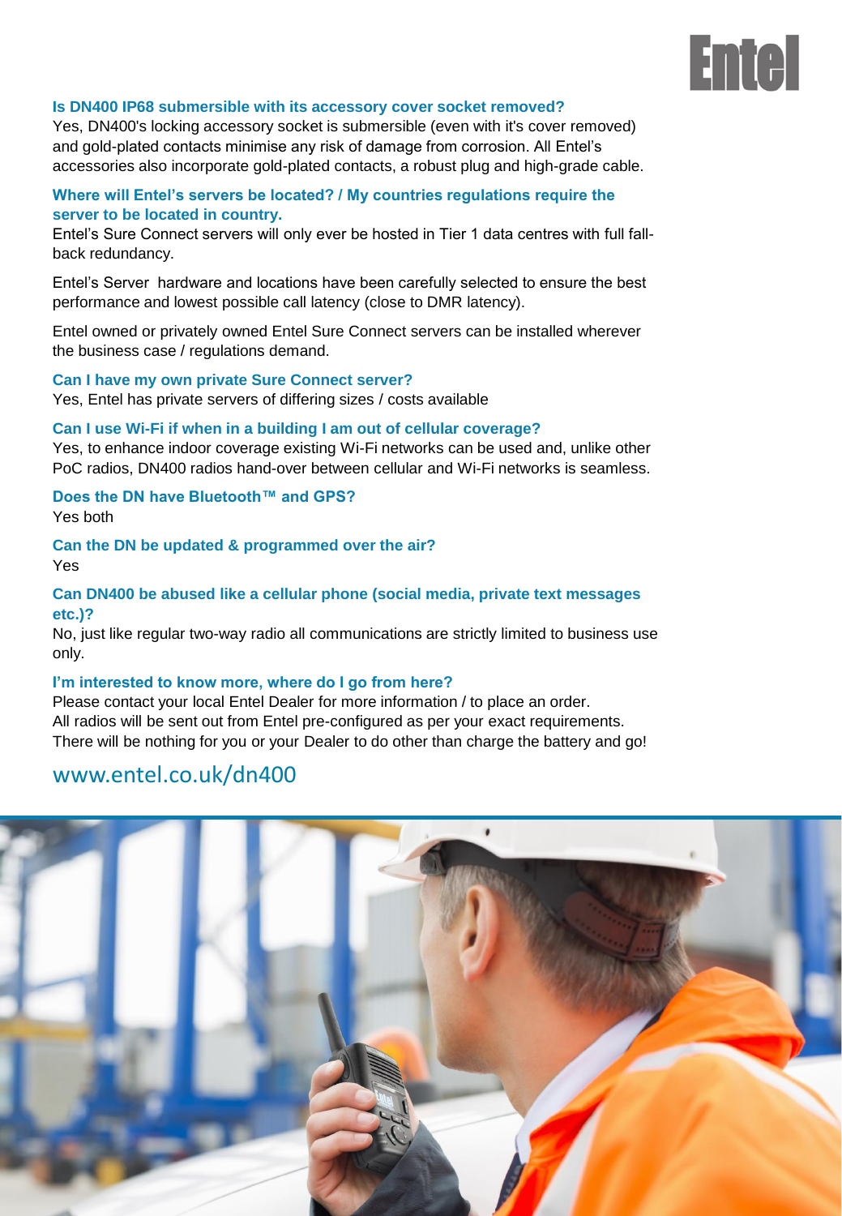### Is DN400 IP68 submersible with its accessory cover socket removed?

Yes, DN400's locking accessory socket is submersible (even with it's cover removed) and gold-plated contacts minimise any risk of damage from corrosion. All Entel's accessories also incorporate gold-plated contacts, a robust plug and high-grade cable.

### Where will Entel's servers be located? / My countries regulations require the server to be located in country.

Entel's Sure Connect servers will only ever be hosted in Tier 1 data centres with full fall-back redundancy.

Entel's Server hardware and locations have been carefully selected to ensure the best performance and lowest possible call latency (close to DMR latency).

Entel owned or privately owned Entel Sure Connect servers can be installed wherever the business case / regulations demand.

### Can I have my own private Sure Connect server?

Yes, Entel has private servers of differing sizes / costs available

### Can I use Wi-Fi if when in a building I am out of cellular coverage?

Yes, to enhance indoor coverage existing Wi-Fi networks can be used and, unlike other PoC radios, DN400 radios hand-over between cellular and Wi-Fi networks is seamless.

### Does the DN have Bluetooth™ and GPS?

Yes both

### Can the DN be updated & programmed over the air?

Yes

### Can DN400 be abused like a cellular phone (social media, private text messages etc.)?

No, just like regular two-way radio all communications are strictly limited to business use only.

### I'm interested to know more, where do I go from here?

Please contact your local Entel Dealer for more information / to place an order.
All radios will be sent out from Entel pre-configured as per your exact requirements.
There will be nothing for you or your Dealer to do other than charge the battery and go!

www.entel.co.uk/dn400